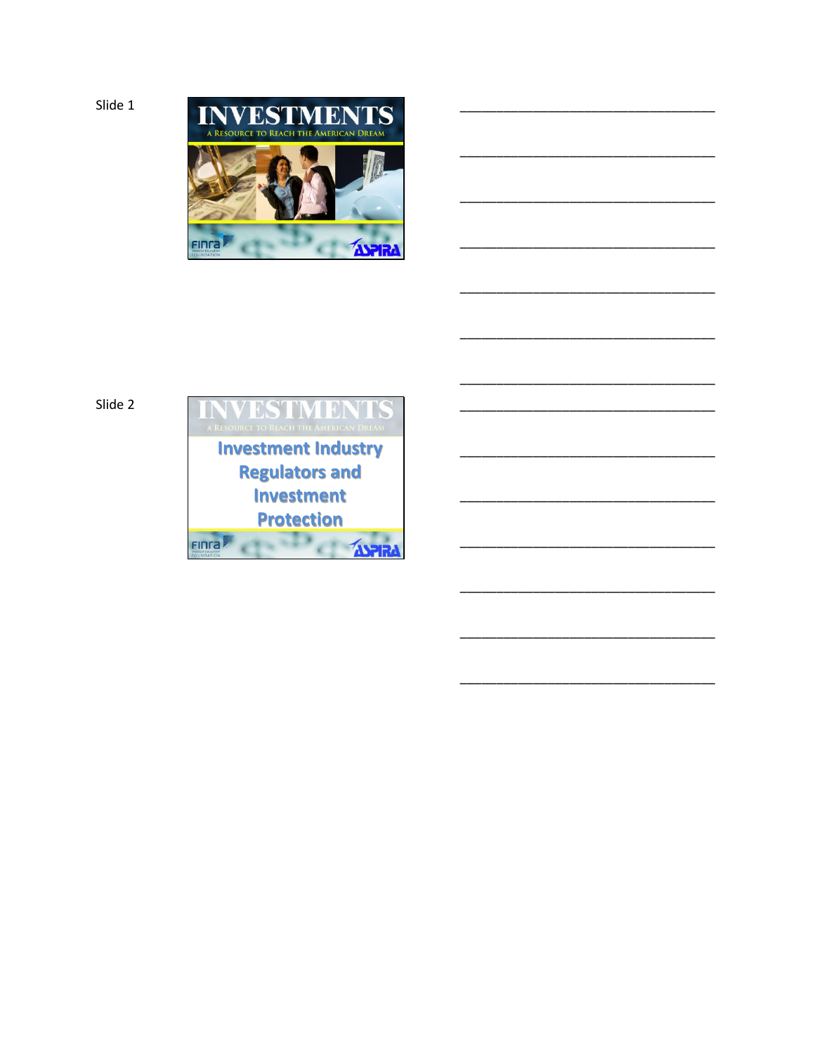Slide 1

INVESTMENTS

A Resource to Reach the American Dream

______________________________

______________________________

______________________________

______________________________

______________________________

______________________________

______________________________

Slide 2

INVESTMENTS

A Resource to Reach the American Dream

Investment Industry Regulators and Investment Protection

______________________________

______________________________

______________________________

______________________________

______________________________

______________________________

______________________________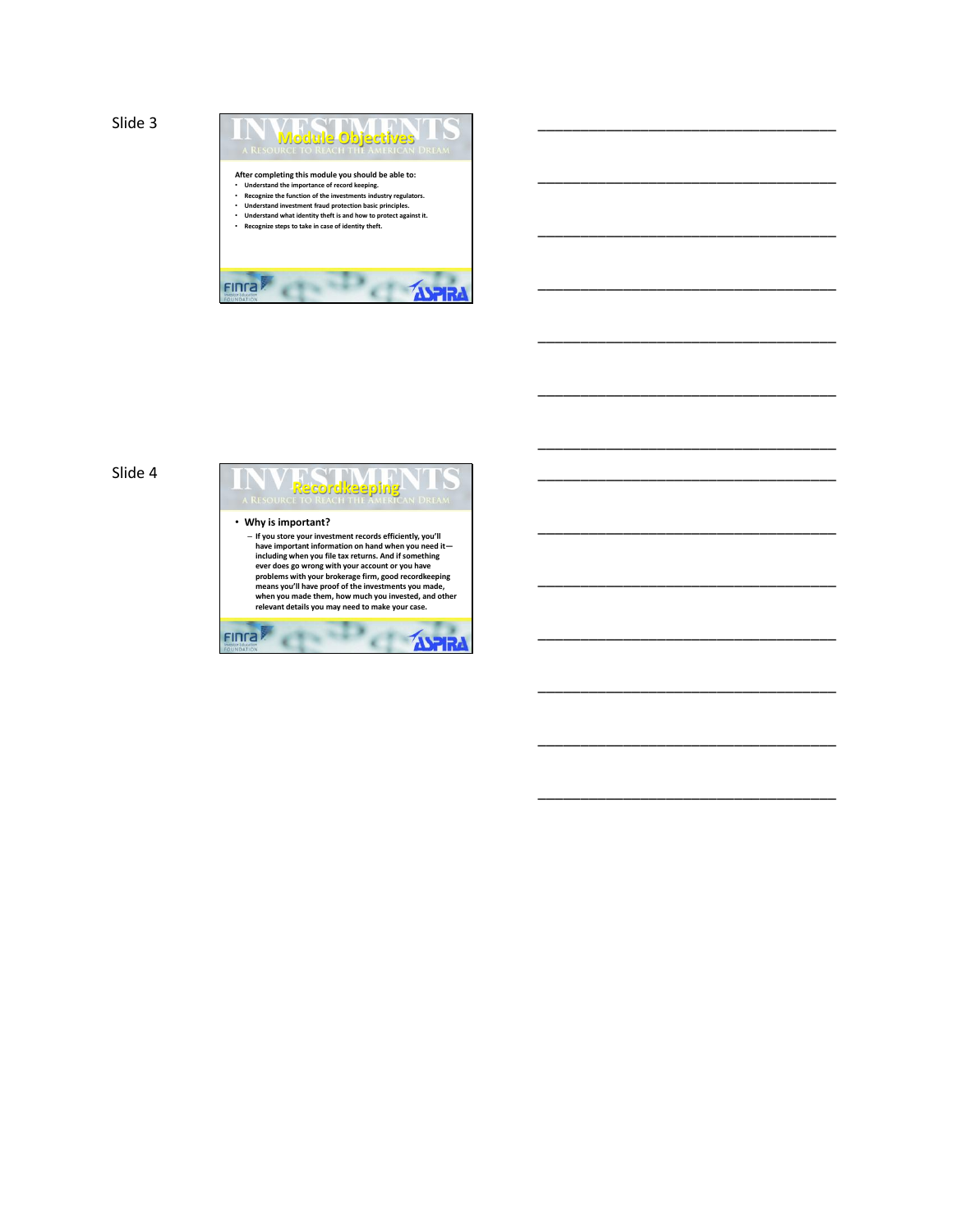Slide 3

## Module Objectives

INVESTMENTS — A Resource to Reach the American Dream

After completing this module you should be able to:

- Understand the importance of record keeping.
- Recognize the function of the investments industry regulators.
- Understand investment fraud protection basic principles.
- Understand what identity theft is and how to protect against it.
- Recognize steps to take in case of identity theft.

FINRA Investor Education Foundation — ASPIRA

___________________________________

___________________________________

___________________________________

___________________________________

___________________________________

___________________________________

___________________________________

Slide 4

## Recordkeeping

INVESTMENTS — A Resource to Reach the American Dream

- Why is important?
  - If you store your investment records efficiently, you'll have important information on hand when you need it—including when you file tax returns. And if something ever does go wrong with your account or you have problems with your brokerage firm, good recordkeeping means you'll have proof of the investments you made, when you made them, how much you invested, and other relevant details you may need to make your case.

FINRA Investor Education Foundation — ASPIRA

___________________________________

___________________________________

___________________________________

___________________________________

___________________________________

___________________________________

___________________________________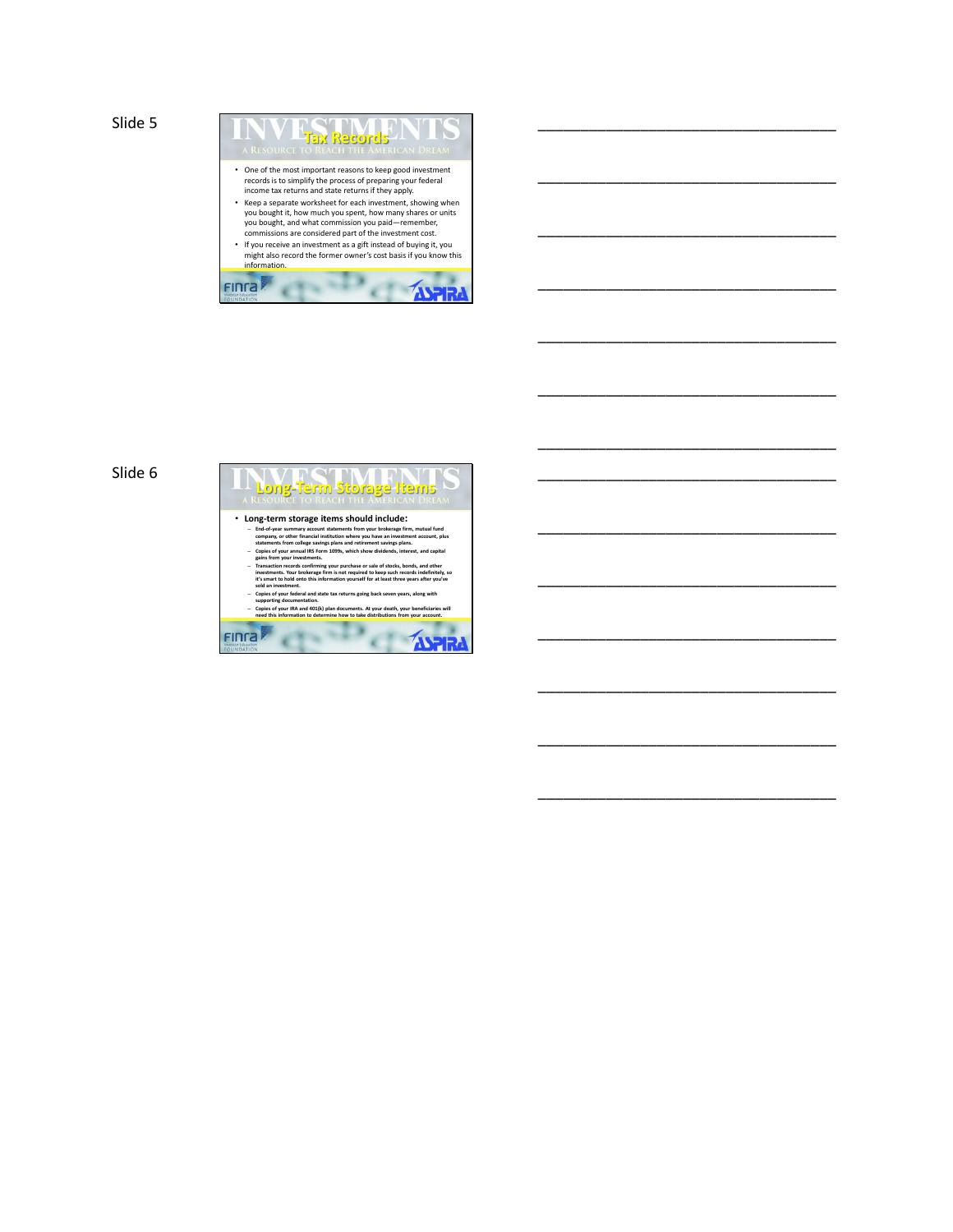Slide 5

## Tax Records

INVESTMENTS — A Resource to Reach the American Dream

- One of the most important reasons to keep good investment records is to simplify the process of preparing your federal income tax returns and state returns if they apply.
- Keep a separate worksheet for each investment, showing when you bought it, how much you spent, how many shares or units you bought, and what commission you paid—remember, commissions are considered part of the investment cost.
- If you receive an investment as a gift instead of buying it, you might also record the former owner's cost basis if you know this information.

Slide 6

## Long-Term Storage Items

INVESTMENTS — A Resource to Reach the American Dream

- **Long-term storage items should include:**
  - End-of-year summary account statements from your brokerage firm, mutual fund company, or other financial institution where you have an investment account, plus statements from college savings plans and retirement savings plans.
  - Copies of your annual IRS Form 1099s, which show dividends, interest, and capital gains from your investments.
  - Transaction records confirming your purchase or sale of stocks, bonds, and other investments. Your brokerage firm is not required to keep such records indefinitely, so it's smart to hold onto this information yourself for at least three years after you've sold an investment.
  - Copies of your federal and state tax returns going back seven years, along with supporting documentation.
  - Copies of your IRA and 401(k) plan documents. At your death, your beneficiaries will need this information to determine how to take distributions from your account.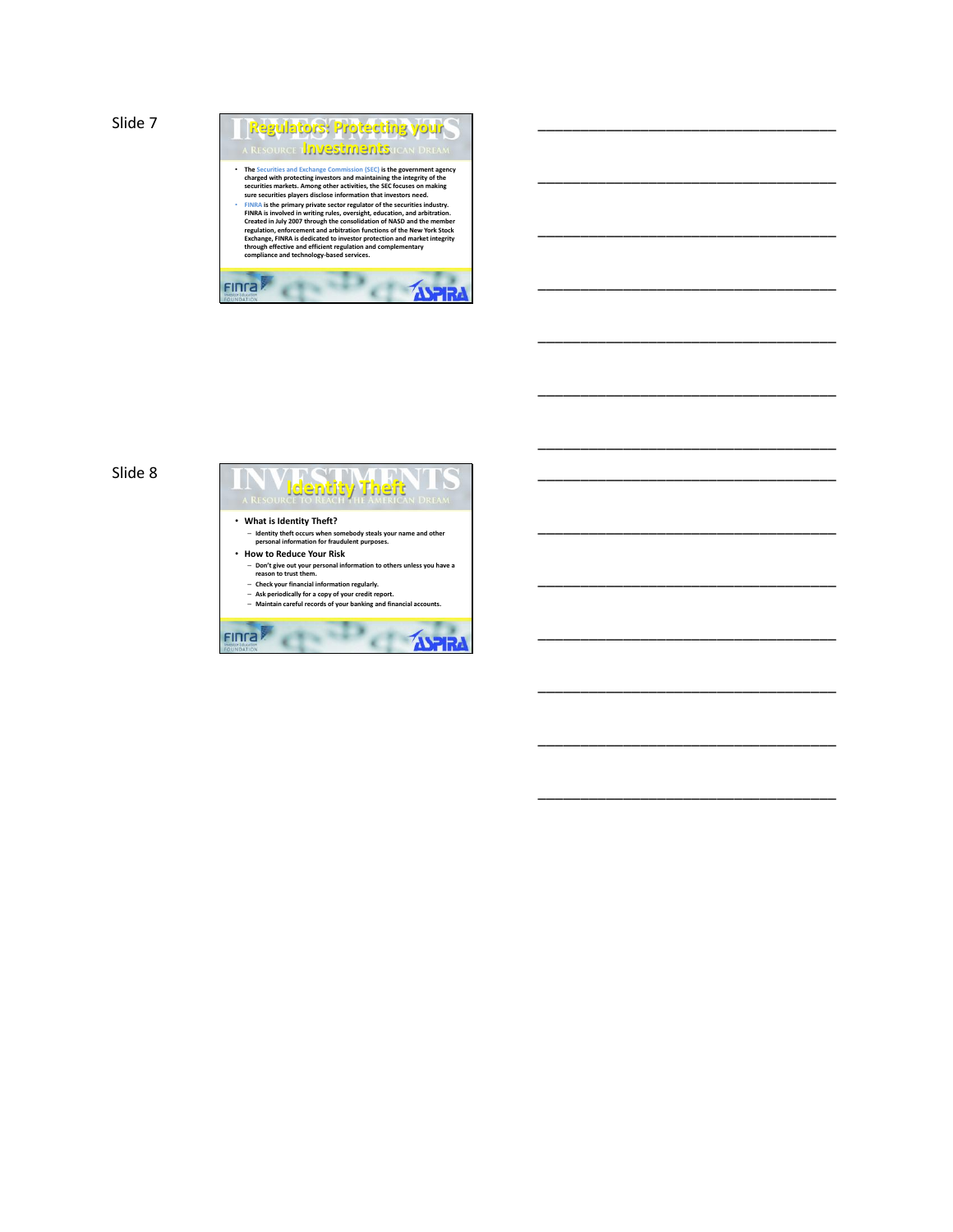Slide 7

## Regulators: Protecting your Investments

- The Securities and Exchange Commission (SEC) is the government agency charged with protecting investors and maintaining the integrity of the securities markets. Among other activities, the SEC focuses on making sure securities players disclose information that investors need.
- FINRA is the primary private sector regulator of the securities industry. FINRA is involved in writing rules, oversight, education, and arbitration. Created in July 2007 through the consolidation of NASD and the member regulation, enforcement and arbitration functions of the New York Stock Exchange, FINRA is dedicated to investor protection and market integrity through effective and efficient regulation and complementary compliance and technology-based services.

___________________________________

___________________________________

___________________________________

___________________________________

___________________________________

___________________________________

___________________________________

Slide 8

## Identity Theft

- **What is Identity Theft?**
  - Identity theft occurs when somebody steals your name and other personal information for fraudulent purposes.
- **How to Reduce Your Risk**
  - Don't give out your personal information to others unless you have a reason to trust them.
  - Check your financial information regularly.
  - Ask periodically for a copy of your credit report.
  - Maintain careful records of your banking and financial accounts.

___________________________________

___________________________________

___________________________________

___________________________________

___________________________________

___________________________________

___________________________________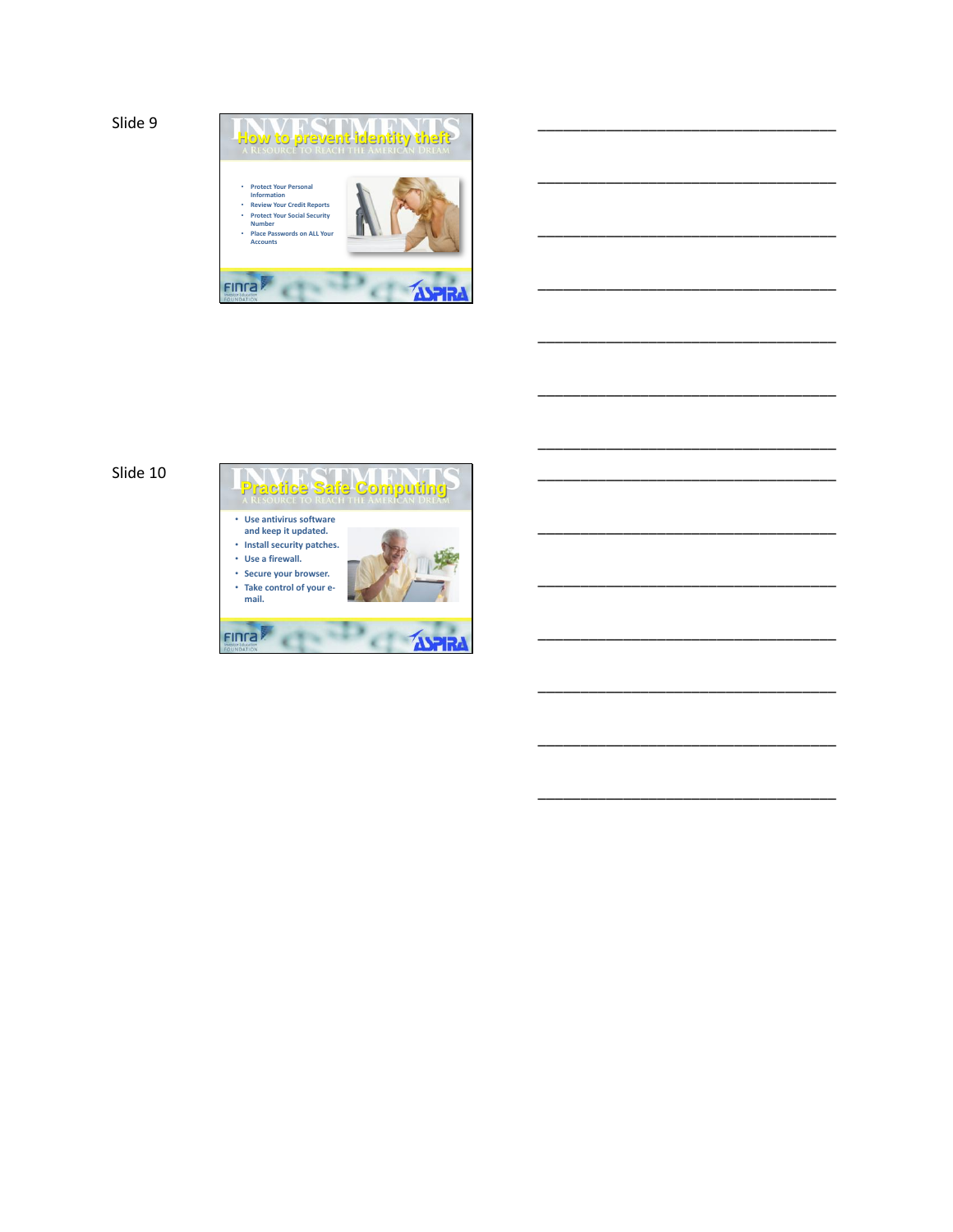Slide 9

## How to prevent identity theft

INVESTMENTS
A RESOURCE TO REACH THE AMERICAN DREAM

- Protect Your Personal Information
- Review Your Credit Reports
- Protect Your Social Security Number
- Place Passwords on ALL Your Accounts

FINRA Investor Education FOUNDATION
ASPIRA

___________________________________

___________________________________

___________________________________

___________________________________

___________________________________

___________________________________

___________________________________

Slide 10

## Practice Safe Computing

INVESTMENTS
A RESOURCE TO REACH THE AMERICAN DREAM

- Use antivirus software and keep it updated.
- Install security patches.
- Use a firewall.
- Secure your browser.
- Take control of your e-mail.

FINRA Investor Education FOUNDATION
ASPIRA

___________________________________

___________________________________

___________________________________

___________________________________

___________________________________

___________________________________

___________________________________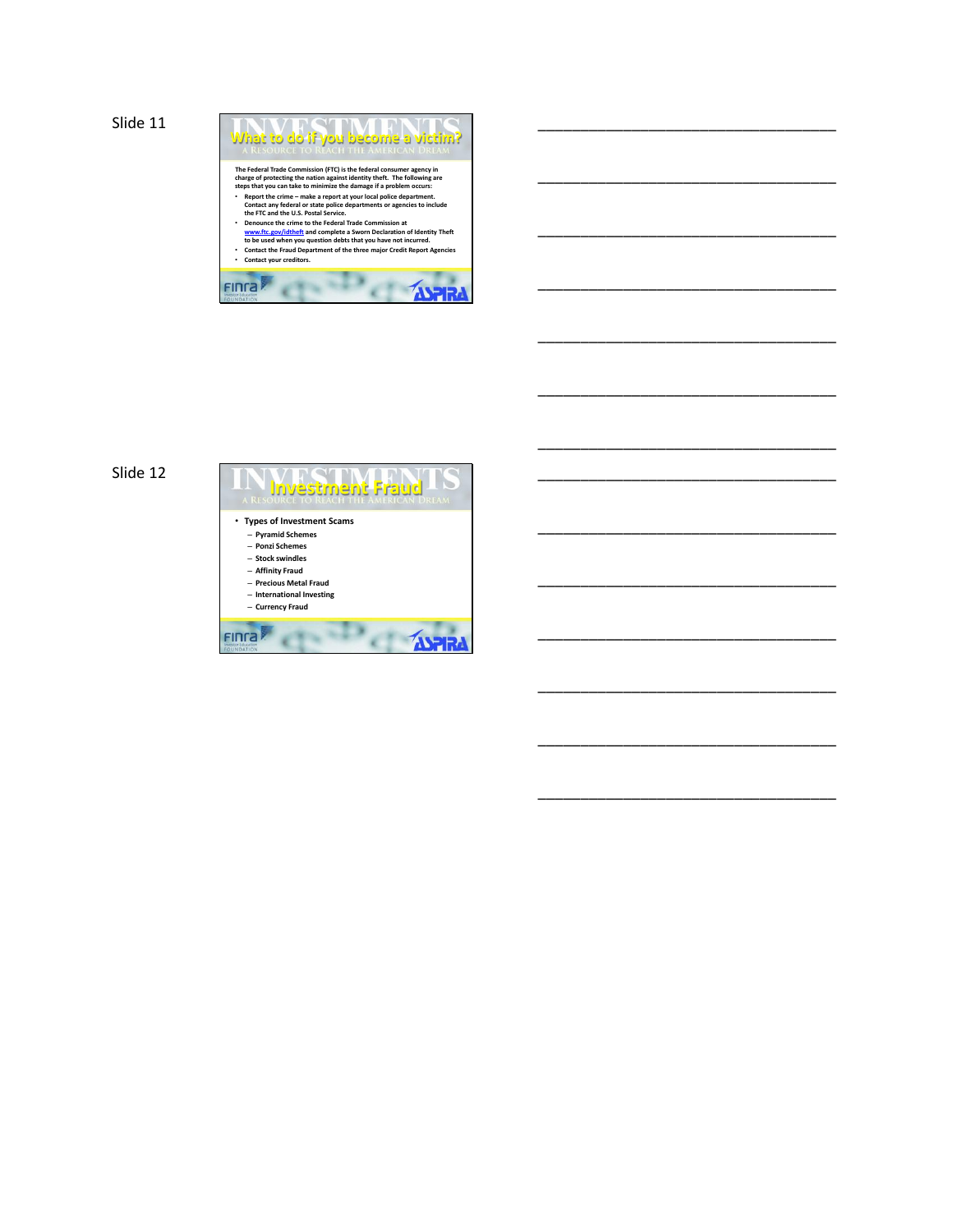Slide 11

## What to do if you become a victim?

INVESTMENTS — A Resource to Reach the American Dream

The Federal Trade Commission (FTC) is the federal consumer agency in charge of protecting the nation against identity theft. The following are steps that you can take to minimize the damage if a problem occurs:

- Report the crime – make a report at your local police department. Contact any federal or state police departments or agencies to include the FTC and the U.S. Postal Service.
- Denounce the crime to the Federal Trade Commission at www.ftc.gov/idtheft and complete a Sworn Declaration of Identity Theft to be used when you question debts that you have not incurred.
- Contact the Fraud Department of the three major Credit Report Agencies
- Contact your creditors.

FINRA Investor Education Foundation — ASPIRA

___________________________________

___________________________________

___________________________________

___________________________________

___________________________________

___________________________________

___________________________________

Slide 12

## Investment Fraud

INVESTMENTS — A Resource to Reach the American Dream

- Types of Investment Scams
  - Pyramid Schemes
  - Ponzi Schemes
  - Stock swindles
  - Affinity Fraud
  - Precious Metal Fraud
  - International Investing
  - Currency Fraud

FINRA Investor Education Foundation — ASPIRA

___________________________________

___________________________________

___________________________________

___________________________________

___________________________________

___________________________________

___________________________________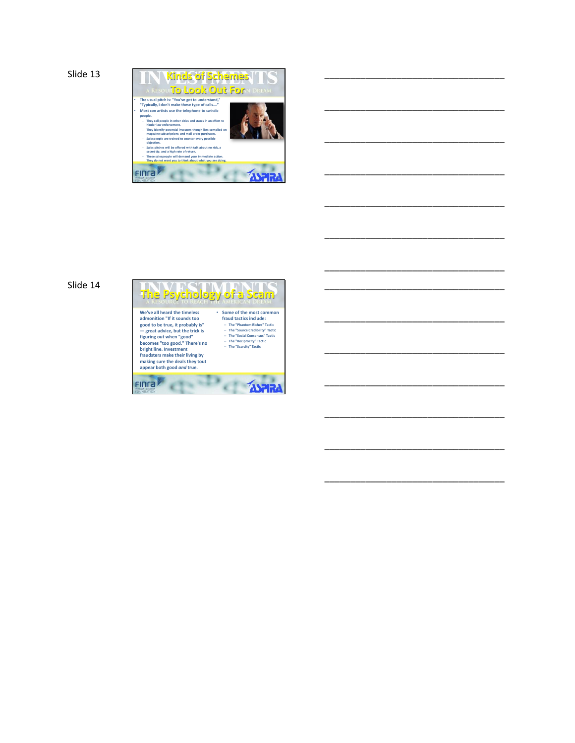Slide 13

## Kinds of Schemes To Look Out For

- The usual pitch is: "You've got to understand," "Typically, I don't make these type of calls...."
- Most con artists use the telephone to swindle people.
  - They call people in other cities and states in an effort to hinder law enforcement.
  - They identify potential investors though lists complied on magazine subscriptions and mail order purchases.
  - Salespeople are trained to counter every possible objection,
  - Sales pitches will be offered with talk about no risk, a secret tip, and a high rate of return.
  - These salespeople will demand your immediate action. They do not want you to think about what you are doing.

___________________________________

___________________________________

___________________________________

___________________________________

___________________________________

___________________________________

___________________________________

Slide 14

## The Psychology of a Scam

We've all heard the timeless admonition "If it sounds too good to be true, it probably is" — great advice, but the trick is figuring out when "good" becomes "too good." There's no bright line. Investment fraudsters make their living by making sure the deals they tout appear both good *and* true.

- Some of the most common fraud tactics include:
  - The "Phantom Riches" Tactic
  - The "Source Credibility" Tactic
  - The "Social Consensus" Tactic
  - The "Reciprocity" Tactic
  - The "Scarcity" Tactic

___________________________________

___________________________________

___________________________________

___________________________________

___________________________________

___________________________________

___________________________________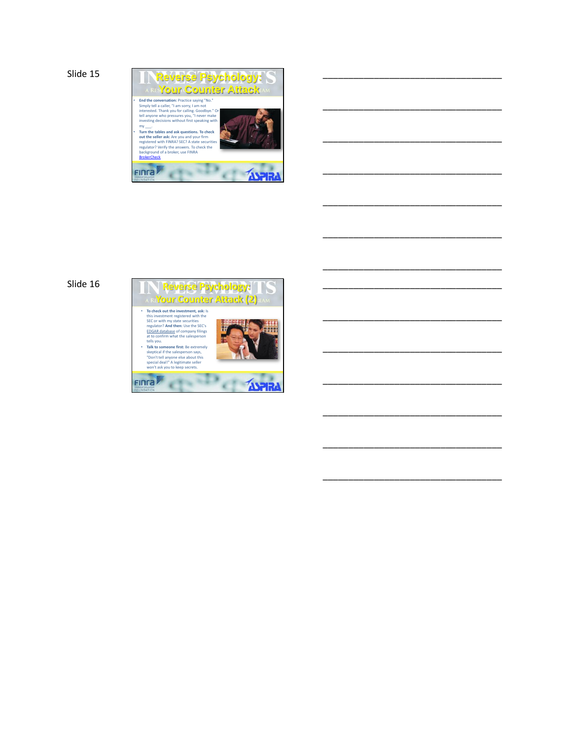Slide 15

## Reverse Psychology: Your Counter Attack

- **End the conversation:** Practice saying "No." Simply tell a caller, "I am sorry, I am not interested. Thank you for calling. Goodbye." Or tell anyone who pressures you, "I never make investing decisions without first speaking with my ___."
- **Turn the tables and ask questions. To check out the seller ask:** Are you and your firm registered with FINRA? SEC? A state securities regulator? Verify the answers. To check the background of a broker, use FINRA BrokerCheck

FINRA Investor Education FOUNDATION — ASPIRA

______________________________________

______________________________________

______________________________________

______________________________________

______________________________________

______________________________________

______________________________________

Slide 16

## Reverse Psychology: Your Counter Attack (2)

- **To check out the investment, ask:** Is this investment registered with the SEC or with my state securities regulator? **And then:** Use the SEC's EDGAR database of company filings at to confirm what the salesperson tells you.
- **Talk to someone first:** Be extremely skeptical if the salesperson says, "Don't tell anyone else about this special deal!" A legitimate seller won't ask you to keep secrets.

FINRA Investor Education FOUNDATION — ASPIRA

______________________________________

______________________________________

______________________________________

______________________________________

______________________________________

______________________________________

______________________________________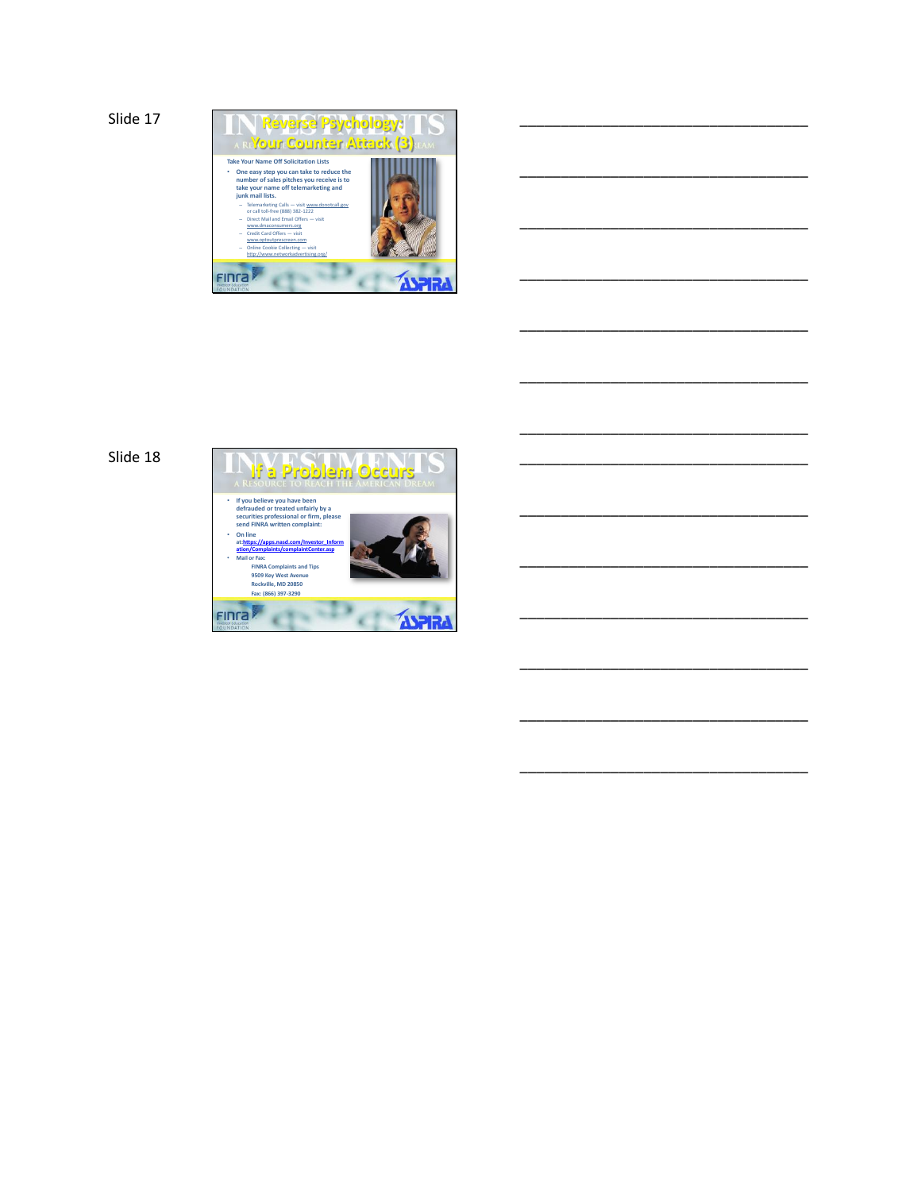Slide 17

## Reverse Psychology: Your Counter Attack (3)

**Take Your Name Off Solicitation Lists**

- One easy step you can take to reduce the number of sales pitches you receive is to take your name off telemarketing and junk mail lists.
  - Telemarketing Calls — visit www.donotcall.gov or call toll-free (888) 382-1222
  - Direct Mail and Email Offers — visit www.dmaconsumers.org
  - Credit Card Offers — visit www.optoutprescreen.com
  - Online Cookie Collecting — visit http://www.networkadvertising.org/

___________________________________

___________________________________

___________________________________

___________________________________

___________________________________

___________________________________

___________________________________

Slide 18

## If a Problem Occurs

- If you believe you have been defrauded or treated unfairly by a securities professional or firm, please send FINRA written complaint:
- On line at:https://apps.nasd.com/Investor_Information/Complaints/complaintCenter.asp
- Mail or Fax:

  FINRA Complaints and Tips
  9509 Key West Avenue
  Rockville, MD 20850
  Fax: (866) 397-3290

___________________________________

___________________________________

___________________________________

___________________________________

___________________________________

___________________________________

___________________________________